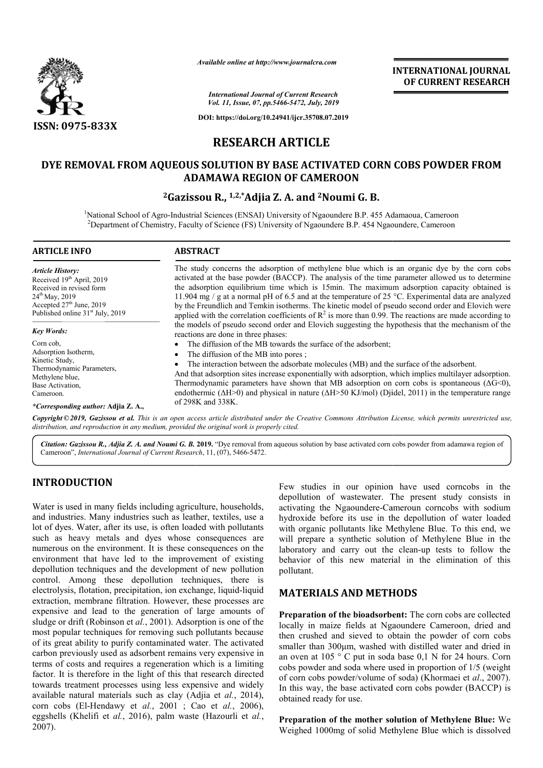*Available online at http://www.journalcra.com*

*International Journal of Current Research*
*Vol. 11, Issue, 07, pp.5466-5472, July, 2019*

**DOI: https://doi.org/10.24941/ijcr.35708.07.2019**

**INTERNATIONAL JOURNAL OF CURRENT RESEARCH**

**ISSN: 0975-833X**

# RESEARCH ARTICLE

# DYE REMOVAL FROM AQUEOUS SOLUTION BY BASE ACTIVATED CORN COBS POWDER FROM ADAMAWA REGION OF CAMEROON

**[2]Gazissou R., [1,2,*]Adjia Z. A. and [2]Noumi G. B.**

[1]National School of Agro-Industrial Sciences (ENSAI) University of Ngaoundere B.P. 455 Adamaoua, Cameroon
[2]Department of Chemistry, Faculty of Science (FS) University of Ngaoundere B.P. 454 Ngaoundere, Cameroon

## ARTICLE INFO

*Article History:*
Received 19th April, 2019
Received in revised form
24th May, 2019
Accepted 27th June, 2019
Published online 31st July, 2019

*Key Words:*
Corn cob,
Adsorption Isotherm,
Kinetic Study,
Thermodynamic Parameters,
Methylene blue,
Base Activation,
Cameroon.

**\*Corresponding author: Adjia Z. A.,**

## ABSTRACT

The study concerns the adsorption of methylene blue which is an organic dye by the corn cobs activated at the base powder (BACCP). The analysis of the time parameter allowed us to determine the adsorption equilibrium time which is 15min. The maximum adsorption capacity obtained is 11.904 mg / g at a normal pH of 6.5 and at the temperature of 25 °C. Experimental data are analyzed by the Freundlich and Temkin isotherms. The kinetic model of pseudo second order and Elovich were applied with the correlation coefficients of $R^2$ is more than 0.99. The reactions are made according to the models of pseudo second order and Elovich suggesting the hypothesis that the mechanism of the reactions are done in three phases:

- The diffusion of the MB towards the surface of the adsorbent;
- The diffusion of the MB into pores ;
- The interaction between the adsorbate molecules (MB) and the surface of the adsorbent.

And that adsorption sites increase exponentially with adsorption, which implies multilayer adsorption. Thermodynamic parameters have shown that MB adsorption on corn cobs is spontaneous ($\Delta G<0$), endothermic ($\Delta H>0$) and physical in nature ($\Delta H>50$ KJ/mol) (Djidel, 2011) in the temperature range of 298K and 338K.

**Copyright © 2019, Gazissou et al.** *This is an open access article distributed under the Creative Commons Attribution License, which permits unrestricted use, distribution, and reproduction in any medium, provided the original work is properly cited.*

**Citation: Gazissou R., Adjia Z. A. and Noumi G. B. 2019.** "Dye removal from aqueous solution by base activated corn cobs powder from adamawa region of Cameroon", *International Journal of Current Research*, 11, (07), 5466-5472.

## INTRODUCTION

Water is used in many fields including agriculture, households, and industries. Many industries such as leather, textiles, use a lot of dyes. Water, after its use, is often loaded with pollutants such as heavy metals and dyes whose consequences are numerous on the environment. It is these consequences on the environment that have led to the improvement of existing depollution techniques and the development of new pollution control. Among these depollution techniques, there is electrolysis, flotation, precipitation, ion exchange, liquid-liquid extraction, membrane filtration. However, these processes are expensive and lead to the generation of large amounts of sludge or drift (Robinson et *al.*, 2001). Adsorption is one of the most popular techniques for removing such pollutants because of its great ability to purify contaminated water. The activated carbon previously used as adsorbent remains very expensive in terms of costs and requires a regeneration which is a limiting factor. It is therefore in the light of this that research directed towards treatment processes using less expensive and widely available natural materials such as clay (Adjia et *al.*, 2014), corn cobs (El-Hendawy et *al.*, 2001 ; Cao et *al.*, 2006), eggshells (Khelifi et *al.*, 2016), palm waste (Hazourli et *al.*, 2007).

Few studies in our opinion have used corncobs in the depollution of wastewater. The present study consists in activating the Ngaoundere-Cameroun corncobs with sodium hydroxide before its use in the depollution of water loaded with organic pollutants like Methylene Blue. To this end, we will prepare a synthetic solution of Methylene Blue in the laboratory and carry out the clean-up tests to follow the behavior of this new material in the elimination of this pollutant.

## MATERIALS AND METHODS

**Preparation of the bioadsorbent:** The corn cobs are collected locally in maize fields at Ngaoundere Cameroon, dried and then crushed and sieved to obtain the powder of corn cobs smaller than 300μm, washed with distilled water and dried in an oven at 105 ° C put in soda base 0,1 N for 24 hours. Corn cobs powder and soda where used in proportion of 1/5 (weight of corn cobs powder/volume of soda) (Khormaei et *al*., 2007). In this way, the base activated corn cobs powder (BACCP) is obtained ready for use.

**Preparation of the mother solution of Methylene Blue:** We Weighed 1000mg of solid Methylene Blue which is dissolved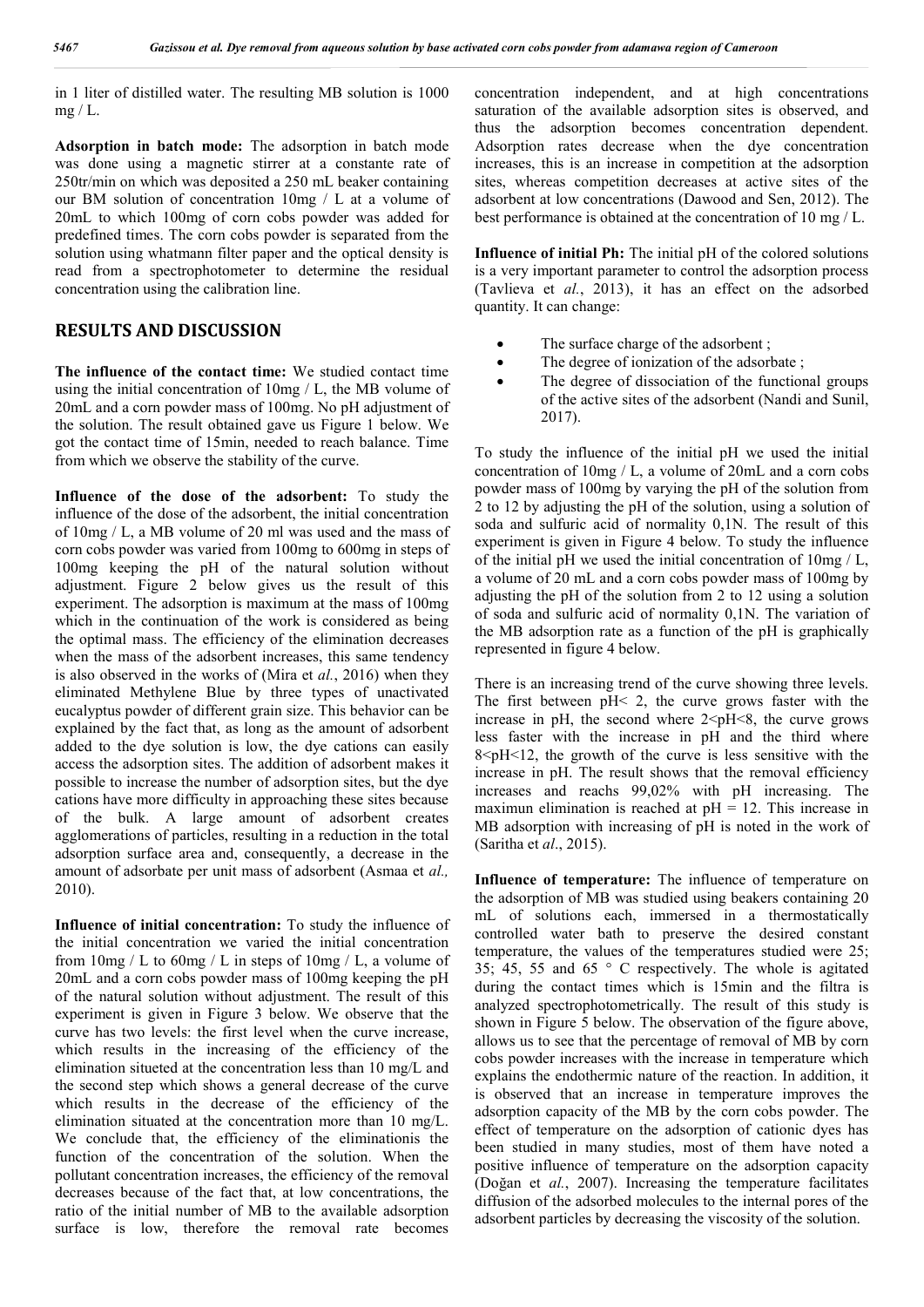in 1 liter of distilled water. The resulting MB solution is 1000 mg / L.

**Adsorption in batch mode:** The adsorption in batch mode was done using a magnetic stirrer at a constante rate of 250tr/min on which was deposited a 250 mL beaker containing our BM solution of concentration 10mg / L at a volume of 20mL to which 100mg of corn cobs powder was added for predefined times. The corn cobs powder is separated from the solution using whatmann filter paper and the optical density is read from a spectrophotometer to determine the residual concentration using the calibration line.

## RESULTS AND DISCUSSION

**The influence of the contact time:** We studied contact time using the initial concentration of 10mg / L, the MB volume of 20mL and a corn powder mass of 100mg. No pH adjustment of the solution. The result obtained gave us Figure 1 below. We got the contact time of 15min, needed to reach balance. Time from which we observe the stability of the curve.

**Influence of the dose of the adsorbent:** To study the influence of the dose of the adsorbent, the initial concentration of 10mg / L, a MB volume of 20 ml was used and the mass of corn cobs powder was varied from 100mg to 600mg in steps of 100mg keeping the pH of the natural solution without adjustment. Figure 2 below gives us the result of this experiment. The adsorption is maximum at the mass of 100mg which in the continuation of the work is considered as being the optimal mass. The efficiency of the elimination decreases when the mass of the adsorbent increases, this same tendency is also observed in the works of (Mira et *al.*, 2016) when they eliminated Methylene Blue by three types of unactivated eucalyptus powder of different grain size. This behavior can be explained by the fact that, as long as the amount of adsorbent added to the dye solution is low, the dye cations can easily access the adsorption sites. The addition of adsorbent makes it possible to increase the number of adsorption sites, but the dye cations have more difficulty in approaching these sites because of the bulk. A large amount of adsorbent creates agglomerations of particles, resulting in a reduction in the total adsorption surface area and, consequently, a decrease in the amount of adsorbate per unit mass of adsorbent (Asmaa et *al.,* 2010).

**Influence of initial concentration:** To study the influence of the initial concentration we varied the initial concentration from 10mg / L to 60mg / L in steps of 10mg / L, a volume of 20mL and a corn cobs powder mass of 100mg keeping the pH of the natural solution without adjustment. The result of this experiment is given in Figure 3 below. We observe that the curve has two levels: the first level when the curve increase, which results in the increasing of the efficiency of the elimination situeted at the concentration less than 10 mg/L and the second step which shows a general decrease of the curve which results in the decrease of the efficiency of the elimination situated at the concentration more than 10 mg/L. We conclude that, the efficiency of the eliminationis the function of the concentration of the solution. When the pollutant concentration increases, the efficiency of the removal decreases because of the fact that, at low concentrations, the ratio of the initial number of MB to the available adsorption surface is low, therefore the removal rate becomes concentration independent, and at high concentrations saturation of the available adsorption sites is observed, and thus the adsorption becomes concentration dependent. Adsorption rates decrease when the dye concentration increases, this is an increase in competition at the adsorption sites, whereas competition decreases at active sites of the adsorbent at low concentrations (Dawood and Sen, 2012). The best performance is obtained at the concentration of 10 mg / L.

**Influence of initial Ph:** The initial pH of the colored solutions is a very important parameter to control the adsorption process (Tavlieva et *al.*, 2013), it has an effect on the adsorbed quantity. It can change:

- The surface charge of the adsorbent ;
- The degree of ionization of the adsorbate ;
- The degree of dissociation of the functional groups of the active sites of the adsorbent (Nandi and Sunil, 2017).

To study the influence of the initial pH we used the initial concentration of 10mg / L, a volume of 20mL and a corn cobs powder mass of 100mg by varying the pH of the solution from 2 to 12 by adjusting the pH of the solution, using a solution of soda and sulfuric acid of normality 0,1N. The result of this experiment is given in Figure 4 below. To study the influence of the initial pH we used the initial concentration of 10mg / L, a volume of 20 mL and a corn cobs powder mass of 100mg by adjusting the pH of the solution from 2 to 12 using a solution of soda and sulfuric acid of normality 0,1N. The variation of the MB adsorption rate as a function of the pH is graphically represented in figure 4 below.

There is an increasing trend of the curve showing three levels. The first between pH< 2, the curve grows faster with the increase in pH, the second where 2<pH<8, the curve grows less faster with the increase in pH and the third where 8<pH<12, the growth of the curve is less sensitive with the increase in pH. The result shows that the removal efficiency increases and reachs 99,02% with pH increasing. The maximun elimination is reached at pH = 12. This increase in MB adsorption with increasing of pH is noted in the work of (Saritha et *al*., 2015).

**Influence of temperature:** The influence of temperature on the adsorption of MB was studied using beakers containing 20 mL of solutions each, immersed in a thermostatically controlled water bath to preserve the desired constant temperature, the values of the temperatures studied were 25; 35; 45, 55 and 65 ° C respectively. The whole is agitated during the contact times which is 15min and the filtra is analyzed spectrophotometrically. The result of this study is shown in Figure 5 below. The observation of the figure above, allows us to see that the percentage of removal of MB by corn cobs powder increases with the increase in temperature which explains the endothermic nature of the reaction. In addition, it is observed that an increase in temperature improves the adsorption capacity of the MB by the corn cobs powder. The effect of temperature on the adsorption of cationic dyes has been studied in many studies, most of them have noted a positive influence of temperature on the adsorption capacity (Doğan et *al.*, 2007). Increasing the temperature facilitates diffusion of the adsorbed molecules to the internal pores of the adsorbent particles by decreasing the viscosity of the solution.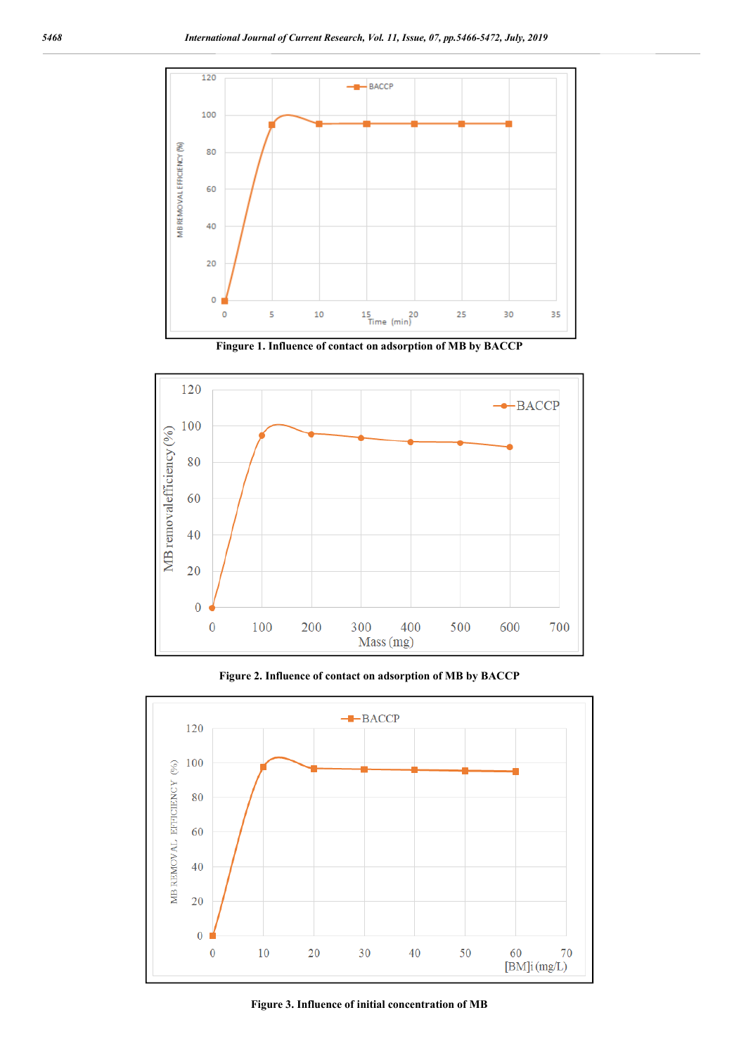Fingure 1. Influence of contact on adsorption of MB by BACCP

Figure 2. Influence of contact on adsorption of MB by BACCP

Figure 3. Influence of initial concentration of MB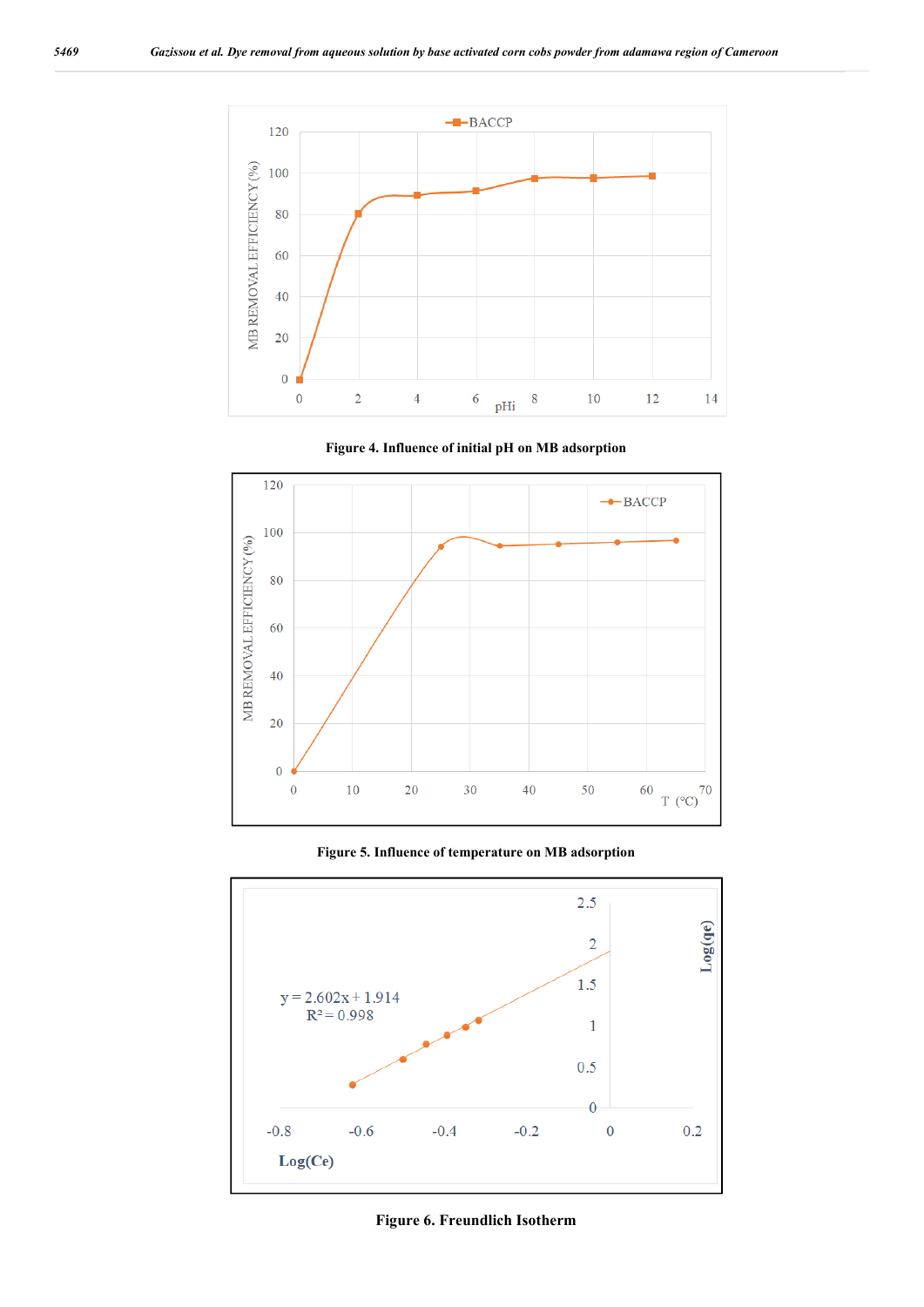BACCP

120

100

80

60

40

20

0

MB REMOVAL EFFICIENCY (%)

0 2 4 6 8 10 12 14

pHi

Figure 4. Influence of initial pH on MB adsorption

120

100

80

60

40

20

0

MB REMOVAL EFFICIENCY (%)

BACCP

0 10 20 30 40 50 60 70

T (°C)

Figure 5. Influence of temperature on MB adsorption

2.5

2

1.5

1

0.5

0

Log(qe)

$y = 2.602x + 1.914$

$R^2 = 0.998$

-0.8 -0.6 -0.4 -0.2 0 0.2

Log(Ce)

Figure 6. Freundlich Isotherm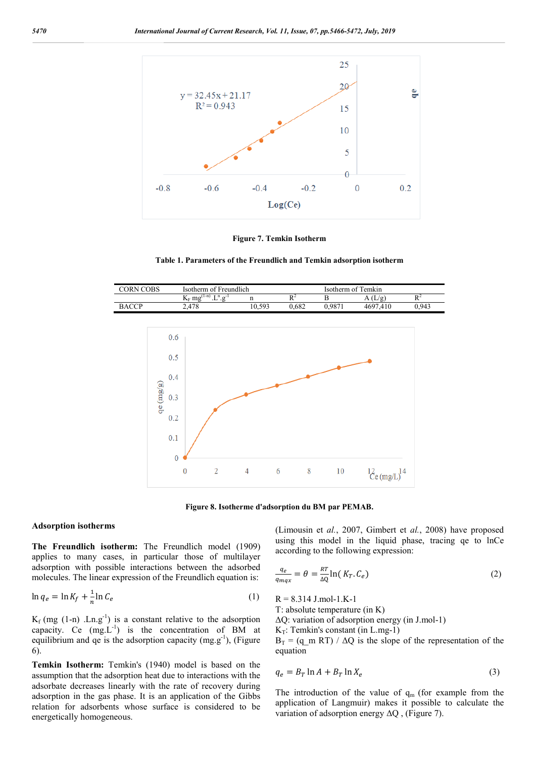Figure 7. Temkin Isotherm

**Table 1. Parameters of the Freundlich and Temkin adsorption isotherm**

| CORN COBS | Isotherm of Freundlich | | | Isotherm of Temkin | | |
|---|---|---|---|---|---|---|
| | $K_F$ $mg^{(1-n)}.L^n.g^{-1}$ | n | $R^2$ | B | A (L/g) | $R^2$ |
| BACCP | 2,478 | 10,593 | 0,682 | 0,9871 | 4697,410 | 0,943 |

Figure 8. Isotherme d'adsorption du BM par PEMAB.

## Adsorption isotherms

**The Freundlich isotherm:** The Freundlich model (1909) applies to many cases, in particular those of multilayer adsorption with possible interactions between the adsorbed molecules. The linear expression of the Freundlich equation is:

$$\ln q_e = \ln K_f + \frac{1}{n}\ln C_e \qquad (1)$$

$K_f$ (mg (1-n) .Ln.$g^{-1}$) is a constant relative to the adsorption capacity. Ce (mg.$L^{-1}$) is the concentration of BM at equilibrium and qe is the adsorption capacity (mg.$g^{-1}$), (Figure 6).

**Temkin Isotherm:** Temkin's (1940) model is based on the assumption that the adsorption heat due to interactions with the adsorbate decreases linearly with the rate of recovery during adsorption in the gas phase. It is an application of the Gibbs relation for adsorbents whose surface is considered to be energetically homogeneous.

(Limousin et *al.*, 2007, Gimbert et *al.*, 2008) have proposed using this model in the liquid phase, tracing qe to lnCe according to the following expression:

$$\frac{q_e}{q_{mqx}} = \theta = \frac{RT}{\Delta Q}\ln(K_T.C_e) \qquad (2)$$

R = 8.314 J.mol-1.K-1

T: absolute temperature (in K)

ΔQ: variation of adsorption energy (in J.mol-1)

$K_T$: Temkin's constant (in L.mg-1)

$B_T$ = (q_m RT) / ΔQ is the slope of the representation of the equation

$$q_e = B_T \ln A + B_T \ln X_e \qquad (3)$$

The introduction of the value of $q_m$ (for example from the application of Langmuir) makes it possible to calculate the variation of adsorption energy ΔQ , (Figure 7).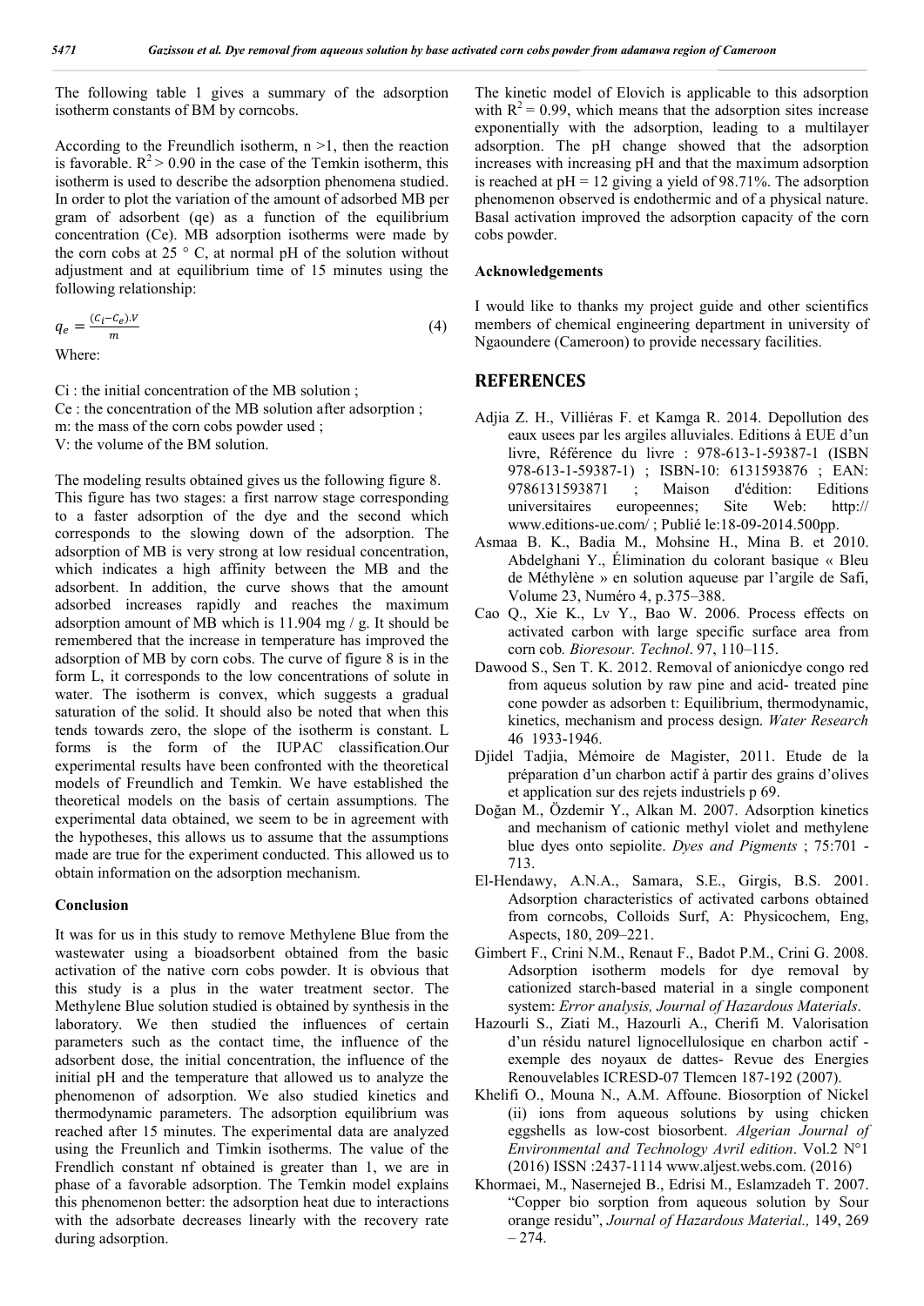The following table 1 gives a summary of the adsorption isotherm constants of BM by corncobs.

According to the Freundlich isotherm, n >1, then the reaction is favorable. $R^2 > 0.90$ in the case of the Temkin isotherm, this isotherm is used to describe the adsorption phenomena studied. In order to plot the variation of the amount of adsorbed MB per gram of adsorbent (qe) as a function of the equilibrium concentration (Ce). MB adsorption isotherms were made by the corn cobs at 25 ° C, at normal pH of the solution without adjustment and at equilibrium time of 15 minutes using the following relationship:

$$q_e = \frac{(C_i - C_e).V}{m} \tag{4}$$

Where:

Ci : the initial concentration of the MB solution ;
Ce : the concentration of the MB solution after adsorption ;
m: the mass of the corn cobs powder used ;
V: the volume of the BM solution.

The modeling results obtained gives us the following figure 8. This figure has two stages: a first narrow stage corresponding to a faster adsorption of the dye and the second which corresponds to the slowing down of the adsorption. The adsorption of MB is very strong at low residual concentration, which indicates a high affinity between the MB and the adsorbent. In addition, the curve shows that the amount adsorbed increases rapidly and reaches the maximum adsorption amount of MB which is 11.904 mg / g. It should be remembered that the increase in temperature has improved the adsorption of MB by corn cobs. The curve of figure 8 is in the form L, it corresponds to the low concentrations of solute in water. The isotherm is convex, which suggests a gradual saturation of the solid. It should also be noted that when this tends towards zero, the slope of the isotherm is constant. L forms is the form of the IUPAC classification.Our experimental results have been confronted with the theoretical models of Freundlich and Temkin. We have established the theoretical models on the basis of certain assumptions. The experimental data obtained, we seem to be in agreement with the hypotheses, this allows us to assume that the assumptions made are true for the experiment conducted. This allowed us to obtain information on the adsorption mechanism.

### Conclusion

It was for us in this study to remove Methylene Blue from the wastewater using a bioadsorbent obtained from the basic activation of the native corn cobs powder. It is obvious that this study is a plus in the water treatment sector. The Methylene Blue solution studied is obtained by synthesis in the laboratory. We then studied the influences of certain parameters such as the contact time, the influence of the adsorbent dose, the initial concentration, the influence of the initial pH and the temperature that allowed us to analyze the phenomenon of adsorption. We also studied kinetics and thermodynamic parameters. The adsorption equilibrium was reached after 15 minutes. The experimental data are analyzed using the Freunlich and Timkin isotherms. The value of the Frendlich constant nf obtained is greater than 1, we are in phase of a favorable adsorption. The Temkin model explains this phenomenon better: the adsorption heat due to interactions with the adsorbate decreases linearly with the recovery rate during adsorption.

The kinetic model of Elovich is applicable to this adsorption with $R^2 = 0.99$, which means that the adsorption sites increase exponentially with the adsorption, leading to a multilayer adsorption. The pH change showed that the adsorption increases with increasing pH and that the maximum adsorption is reached at pH = 12 giving a yield of 98.71%. The adsorption phenomenon observed is endothermic and of a physical nature. Basal activation improved the adsorption capacity of the corn cobs powder.

### Acknowledgements

I would like to thanks my project guide and other scientifics members of chemical engineering department in university of Ngaoundere (Cameroon) to provide necessary facilities.

## REFERENCES

Adjia Z. H., Villiéras F. et Kamga R. 2014. Depollution des eaux usees par les argiles alluviales. Editions à EUE d'un livre, Référence du livre : 978-613-1-59387-1 (ISBN 978-613-1-59387-1) ; ISBN-10: 6131593876 ; EAN: 9786131593871 ; Maison d'édition: Editions universitaires europeennes; Site Web: http:// www.editions-ue.com/ ; Publié le:18-09-2014.500pp.

Asmaa B. K., Badia M., Mohsine H., Mina B. et 2010. Abdelghani Y., Élimination du colorant basique « Bleu de Méthylène » en solution aqueuse par l'argile de Safi, Volume 23, Numéro 4, p.375–388.

Cao Q., Xie K., Lv Y., Bao W. 2006. Process effects on activated carbon with large specific surface area from corn cob. *Bioresour. Technol*. 97, 110–115.

Dawood S., Sen T. K. 2012. Removal of anionicdye congo red from aqueus solution by raw pine and acid- treated pine cone powder as adsorben t: Equilibrium, thermodynamic, kinetics, mechanism and process design. *Water Research* 46 1933-1946.

Djidel Tadjia, Mémoire de Magister, 2011. Etude de la préparation d'un charbon actif à partir des grains d'olives et application sur des rejets industriels p 69.

Doğan M., Özdemir Y., Alkan M. 2007. Adsorption kinetics and mechanism of cationic methyl violet and methylene blue dyes onto sepiolite. *Dyes and Pigments* ; 75:701 - 713.

El-Hendawy, A.N.A., Samara, S.E., Girgis, B.S. 2001. Adsorption characteristics of activated carbons obtained from corncobs, Colloids Surf, A: Physicochem, Eng, Aspects, 180, 209–221.

Gimbert F., Crini N.M., Renaut F., Badot P.M., Crini G. 2008. Adsorption isotherm models for dye removal by cationized starch-based material in a single component system: *Error analysis, Journal of Hazardous Materials*.

Hazourli S., Ziati M., Hazourli A., Cherifi M. Valorisation d'un résidu naturel lignocellulosique en charbon actif - exemple des noyaux de dattes- Revue des Energies Renouvelables ICRESD-07 Tlemcen 187-192 (2007).

Khelifi O., Mouna N., A.M. Affoune. Biosorption of Nickel (ii) ions from aqueous solutions by using chicken eggshells as low-cost biosorbent. *Algerian Journal of Environmental and Technology Avril edition*. Vol.2 N°1 (2016) ISSN :2437-1114 www.aljest.webs.com. (2016)

Khormaei, M., Nasernejed B., Edrisi M., Eslamzadeh T. 2007. "Copper bio sorption from aqueous solution by Sour orange residu", *Journal of Hazardous Material.,* 149, 269 – 274.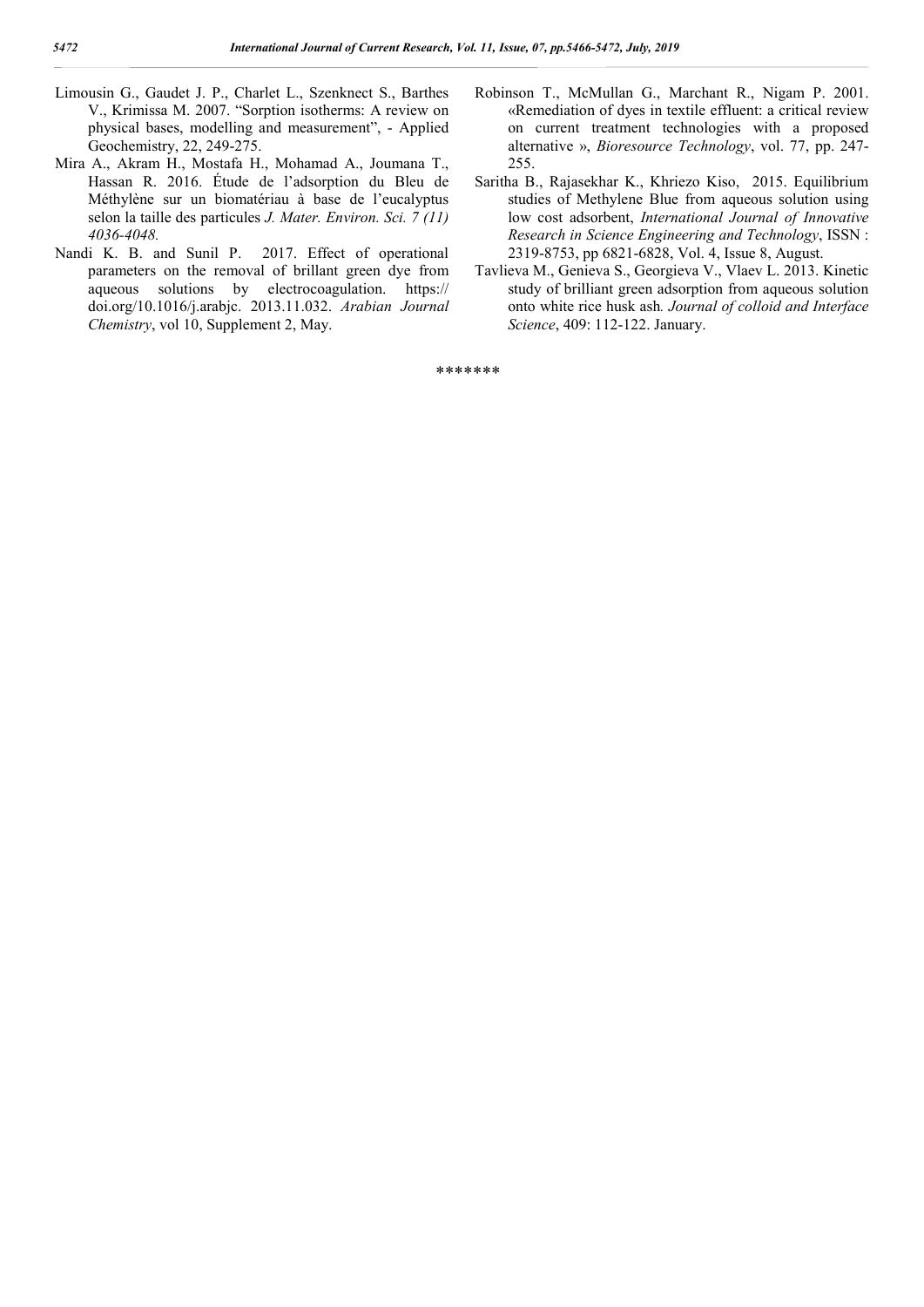Limousin G., Gaudet J. P., Charlet L., Szenknect S., Barthes V., Krimissa M. 2007. "Sorption isotherms: A review on physical bases, modelling and measurement", - Applied Geochemistry, 22, 249-275.

Mira A., Akram H., Mostafa H., Mohamad A., Joumana T., Hassan R. 2016. Étude de l'adsorption du Bleu de Méthylène sur un biomatériau à base de l'eucalyptus selon la taille des particules *J. Mater. Environ. Sci. 7 (11) 4036-4048.*

Nandi K. B. and Sunil P. 2017. Effect of operational parameters on the removal of brillant green dye from aqueous solutions by electrocoagulation. https:// doi.org/10.1016/j.arabjc. 2013.11.032. *Arabian Journal Chemistry*, vol 10, Supplement 2, May.

Robinson T., McMullan G., Marchant R., Nigam P. 2001. «Remediation of dyes in textile effluent: a critical review on current treatment technologies with a proposed alternative », *Bioresource Technology*, vol. 77, pp. 247-255.

Saritha B., Rajasekhar K., Khriezo Kiso, 2015. Equilibrium studies of Methylene Blue from aqueous solution using low cost adsorbent, *International Journal of Innovative Research in Science Engineering and Technology*, ISSN : 2319-8753, pp 6821-6828, Vol. 4, Issue 8, August.

Tavlieva M., Genieva S., Georgieva V., Vlaev L. 2013. Kinetic study of brilliant green adsorption from aqueous solution onto white rice husk ash. *Journal of colloid and Interface Science*, 409: 112-122. January.

*******